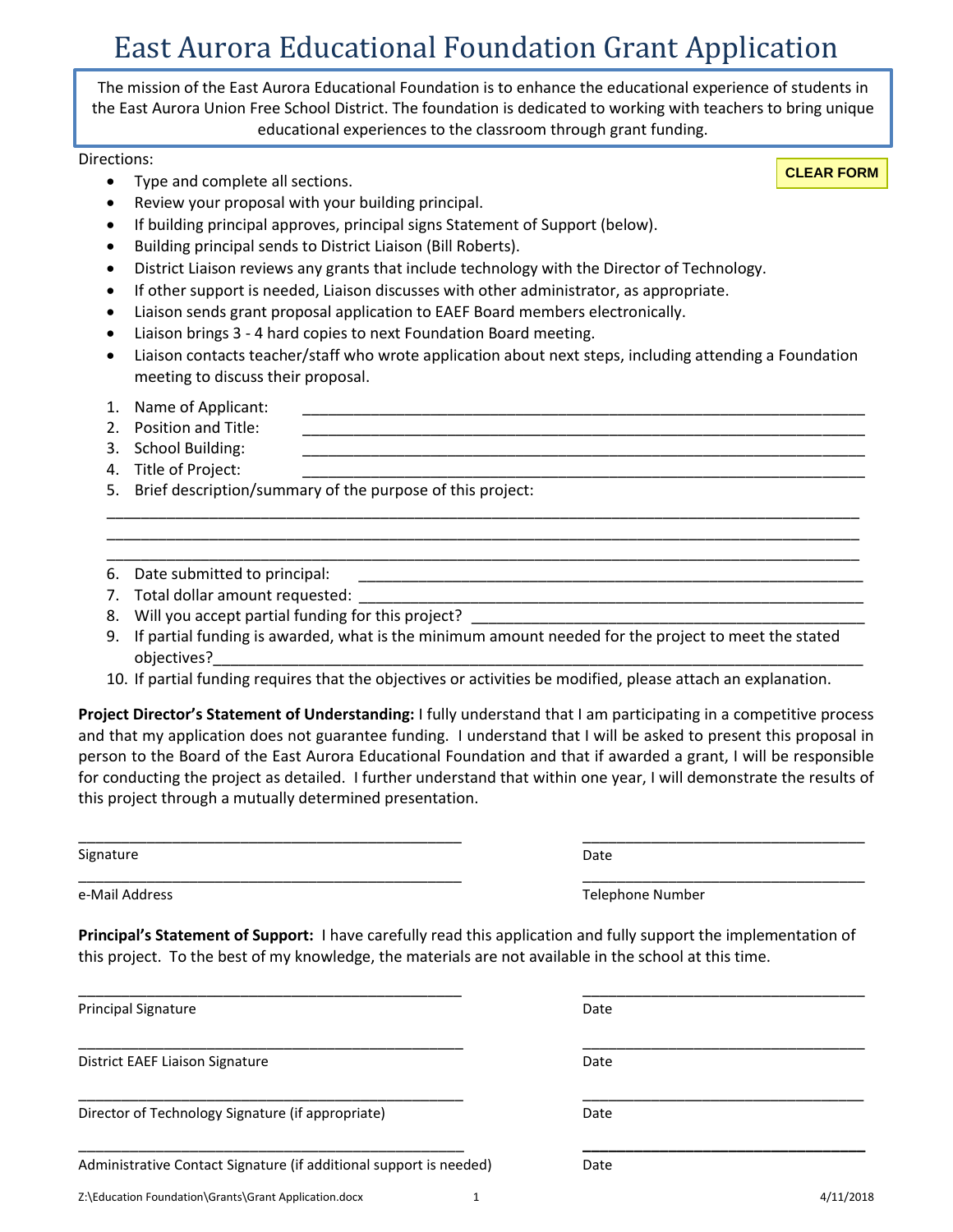# East Aurora Educational Foundation Grant Application

The mission of the East Aurora Educational Foundation is to enhance the educational experience of students in the East Aurora Union Free School District. The foundation is dedicated to working with teachers to bring unique educational experiences to the classroom through grant funding.

CLEAR FORM

Directions:

- Type and complete all sections.
- Review your proposal with your building principal.
- If building principal approves, principal signs Statement of Support (below).
- Building principal sends to District Liaison (Bill Roberts).
- District Liaison reviews any grants that include technology with the Director of Technology.
- If other support is needed, Liaison discusses with other administrator, as appropriate.
- Liaison sends grant proposal application to EAEF Board members electronically.
- Liaison brings 3 - 4 hard copies to next Foundation Board meeting.
- Liaison contacts teacher/staff who wrote application about next steps, including attending a Foundation meeting to discuss their proposal.

1. Name of Applicant: ______________________________________________
2. Position and Title: ______________________________________________
3. School Building: ______________________________________________
4. Title of Project: ______________________________________________
5. Brief description/summary of the purpose of this project:

______________________________________________________________________
______________________________________________________________________
______________________________________________________________________

6. Date submitted to principal: ______________________________________________
7. Total dollar amount requested: ______________________________________________
8. Will you accept partial funding for this project? ______________________________
9. If partial funding is awarded, what is the minimum amount needed for the project to meet the stated objectives?______________________________________________
10. If partial funding requires that the objectives or activities be modified, please attach an explanation.

**Project Director's Statement of Understanding:** I fully understand that I am participating in a competitive process and that my application does not guarantee funding. I understand that I will be asked to present this proposal in person to the Board of the East Aurora Educational Foundation and that if awarded a grant, I will be responsible for conducting the project as detailed. I further understand that within one year, I will demonstrate the results of this project through a mutually determined presentation.

______________________________ ______________________
Signature Date

______________________________ ______________________
e-Mail Address Telephone Number

**Principal's Statement of Support:** I have carefully read this application and fully support the implementation of this project. To the best of my knowledge, the materials are not available in the school at this time.

______________________________ ______________________
Principal Signature Date

______________________________ ______________________
District EAEF Liaison Signature Date

______________________________ ______________________
Director of Technology Signature (if appropriate) Date

______________________________ ______________________
Administrative Contact Signature (if additional support is needed) Date

Z:\Education Foundation\Grants\Grant Application.docx 4/11/2018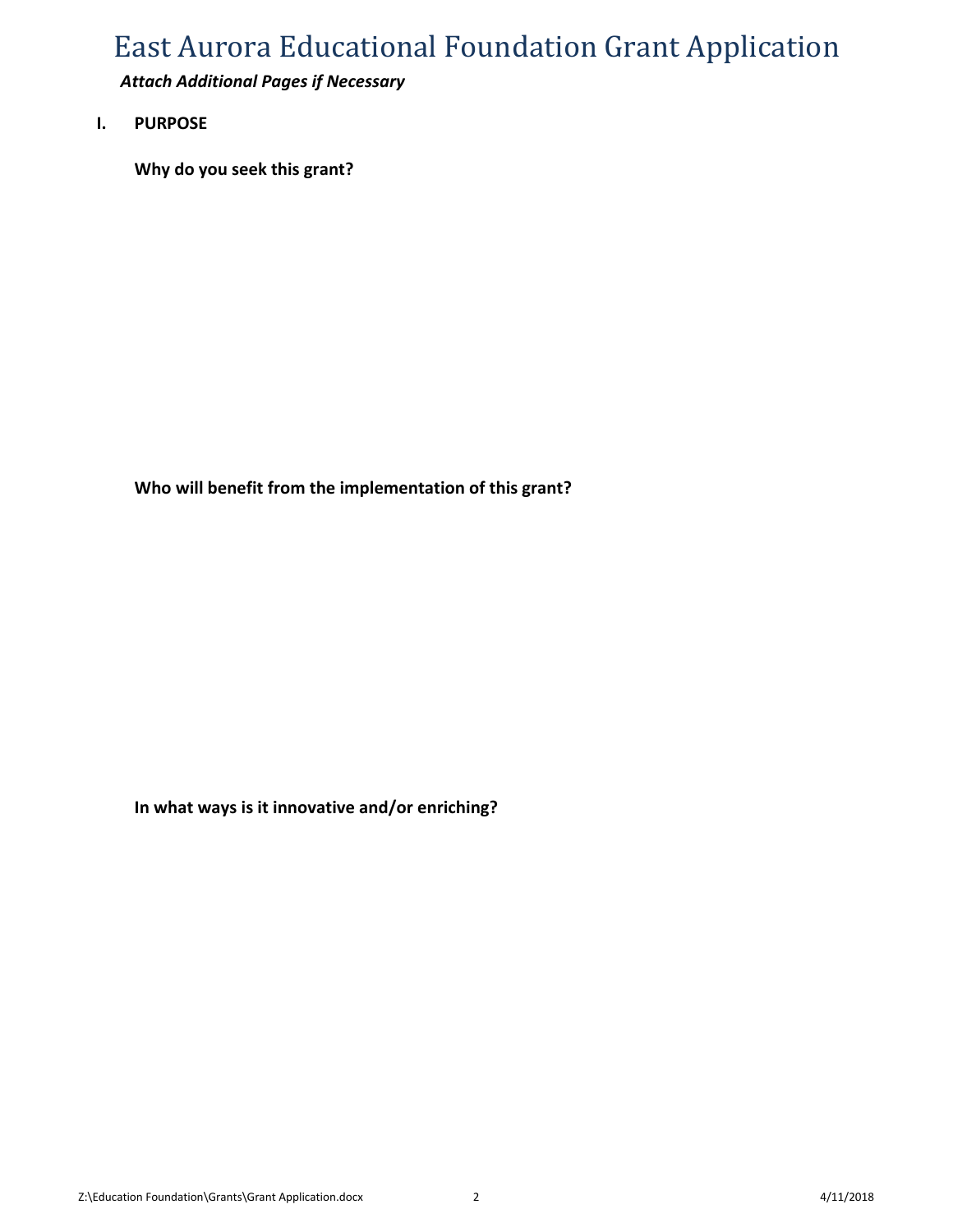# East Aurora Educational Foundation Grant Application

***Attach Additional Pages if Necessary***

## I. PURPOSE

**Why do you seek this grant?**

**Who will benefit from the implementation of this grant?**

**In what ways is it innovative and/or enriching?**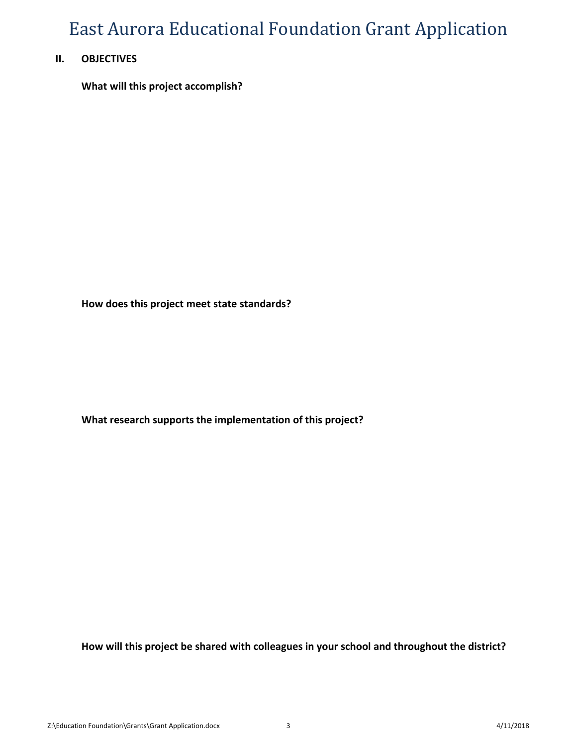# East Aurora Educational Foundation Grant Application

## II. OBJECTIVES

**What will this project accomplish?**

**How does this project meet state standards?**

**What research supports the implementation of this project?**

**How will this project be shared with colleagues in your school and throughout the district?**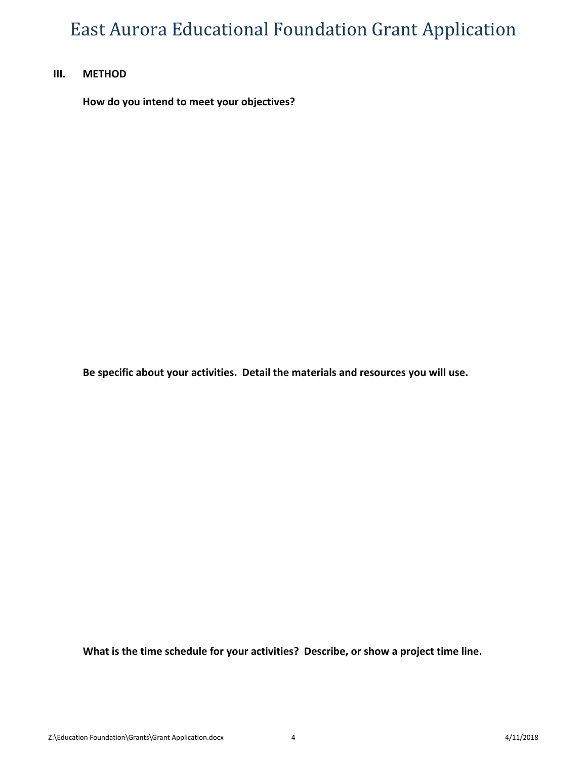# East Aurora Educational Foundation Grant Application

**III. METHOD**

**How do you intend to meet your objectives?**

**Be specific about your activities. Detail the materials and resources you will use.**

**What is the time schedule for your activities? Describe, or show a project time line.**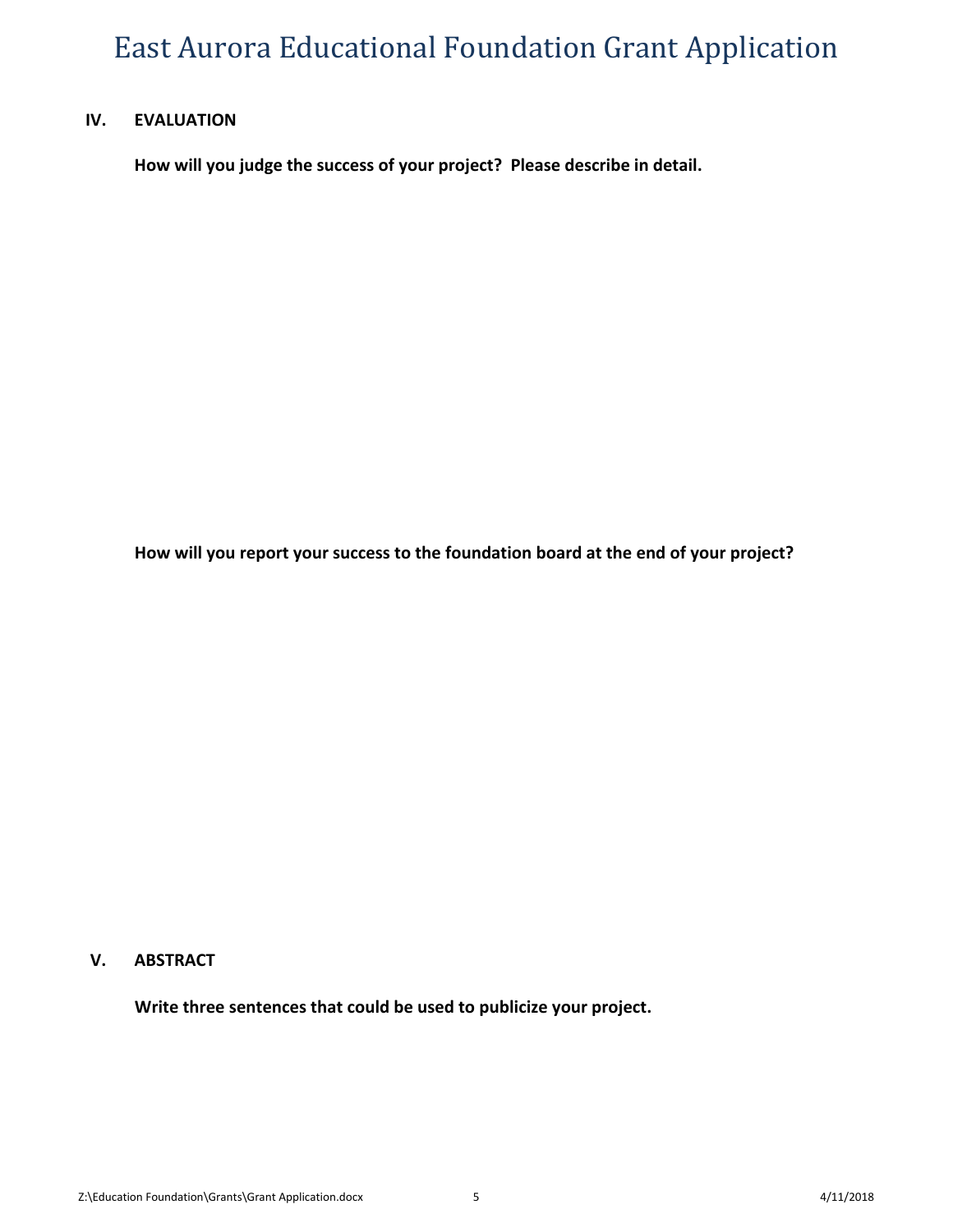# East Aurora Educational Foundation Grant Application

## IV. EVALUATION

**How will you judge the success of your project? Please describe in detail.**

**How will you report your success to the foundation board at the end of your project?**

## V. ABSTRACT

**Write three sentences that could be used to publicize your project.**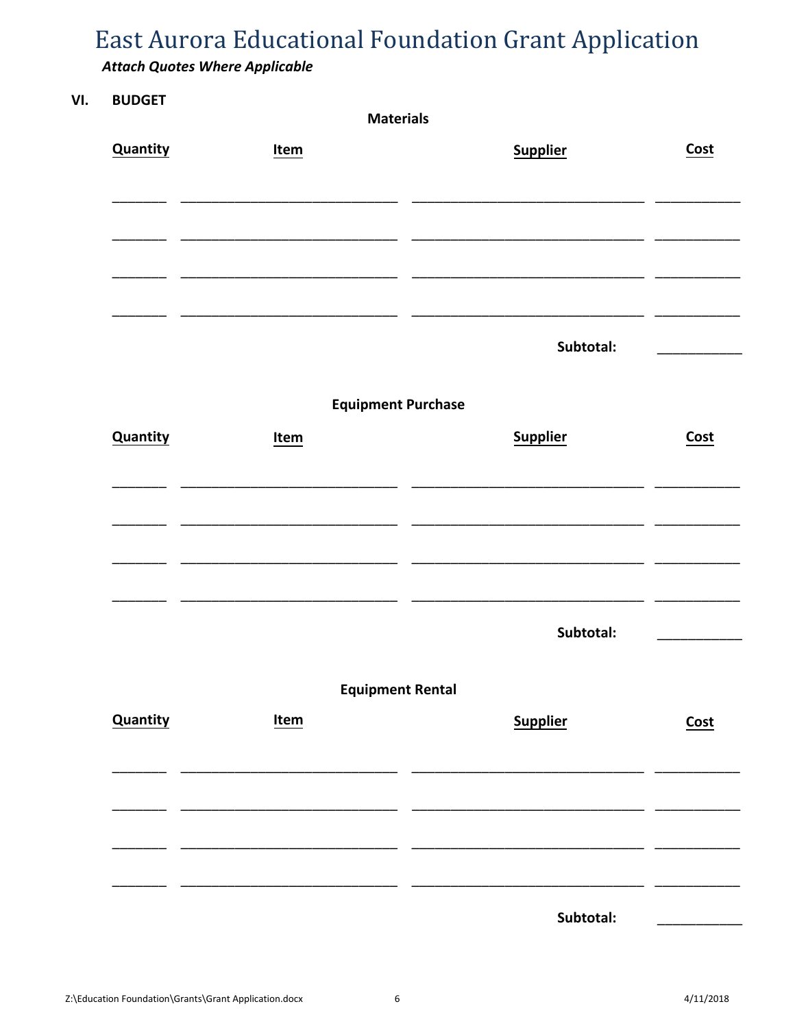# East Aurora Educational Foundation Grant Application

***Attach Quotes Where Applicable***

## VI. BUDGET

### Materials

| Quantity | Item | Supplier | Cost |
|---|---|---|---|
| | | | |
| | | | |
| | | | |
| | | | |
| | | **Subtotal:** | |

### Equipment Purchase

| Quantity | Item | Supplier | Cost |
|---|---|---|---|
| | | | |
| | | | |
| | | | |
| | | | |
| | | **Subtotal:** | |

### Equipment Rental

| Quantity | Item | Supplier | Cost |
|---|---|---|---|
| | | | |
| | | | |
| | | | |
| | | | |
| | | **Subtotal:** | |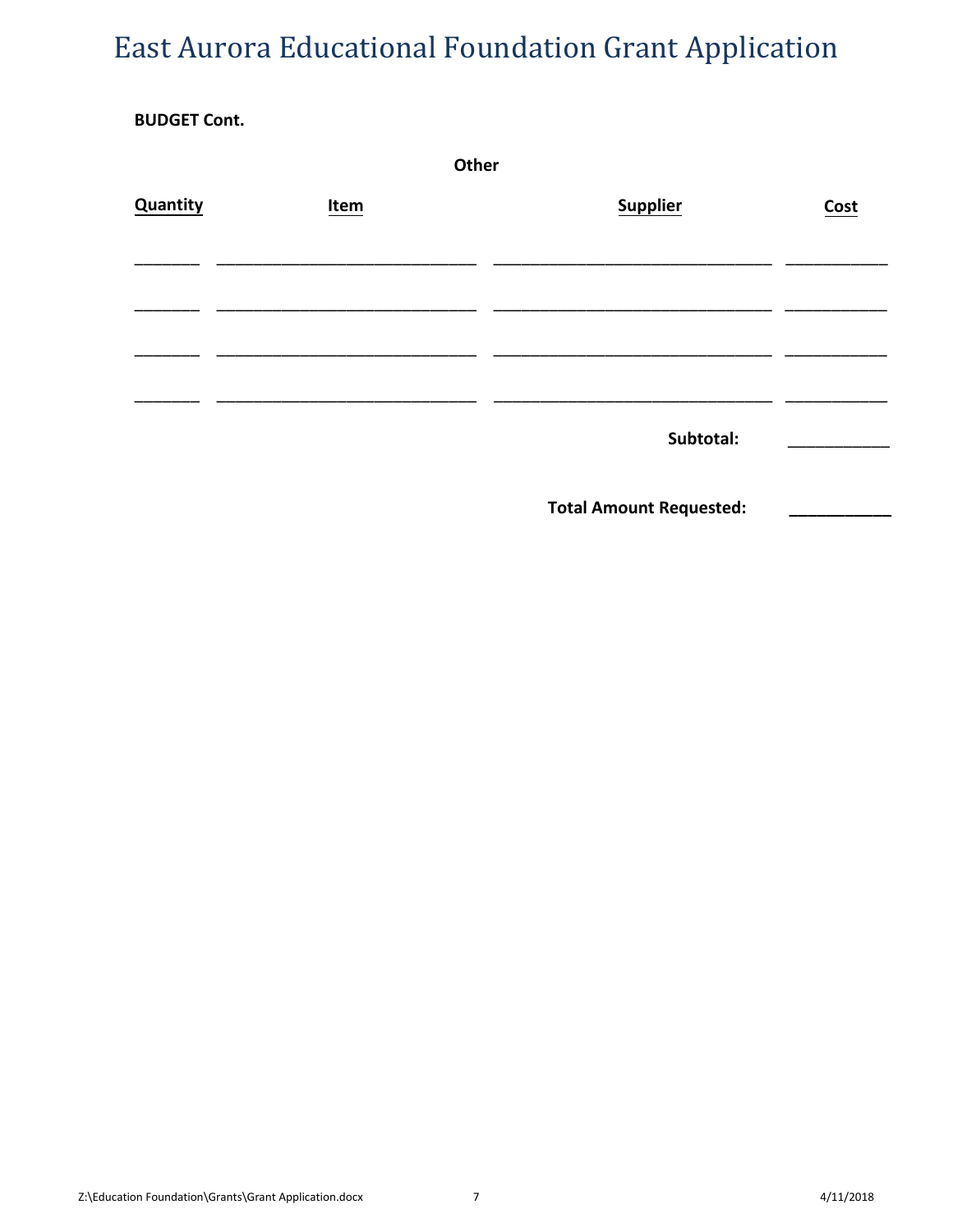# East Aurora Educational Foundation Grant Application

**BUDGET Cont.**

**Other**

| Quantity | Item | Supplier | Cost |
|---|---|---|---|
| _______ | ____________________________ | ______________________________ | ___________ |
| _______ | ____________________________ | ______________________________ | ___________ |
| _______ | ____________________________ | ______________________________ | ___________ |
| _______ | ____________________________ | ______________________________ | ___________ |
| | | **Subtotal:** | ___________ |

**Total Amount Requested:** ___________